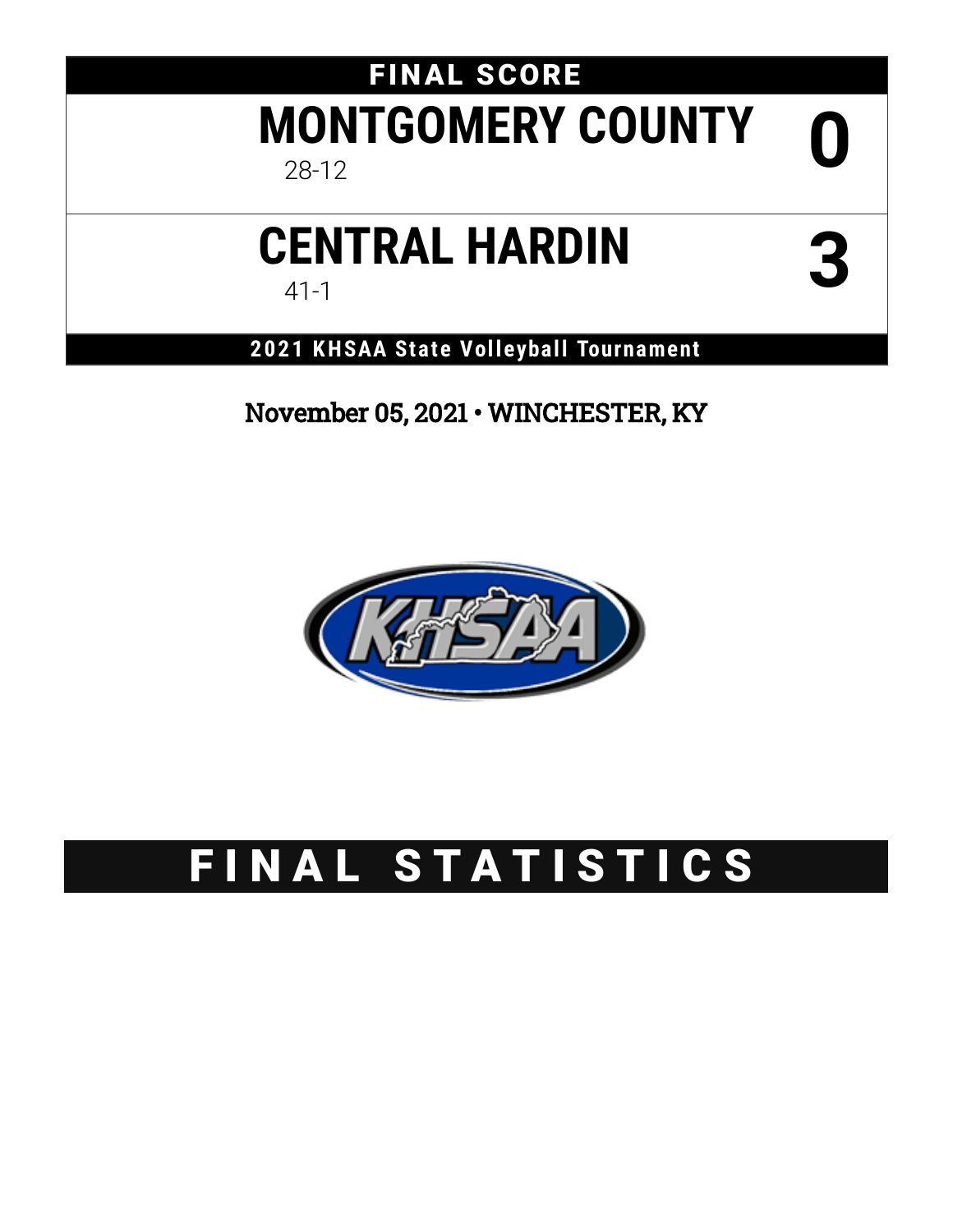## FINAL SCORE

| Team | Score |
| --- | --- |
| **MONTGOMERY COUNTY** 28-12 | **0** |
| **CENTRAL HARDIN** 41-1 | **3** |

**2021 KHSAA State Volleyball Tournament**

November 05, 2021 • WINCHESTER, KY

# FINAL STATISTICS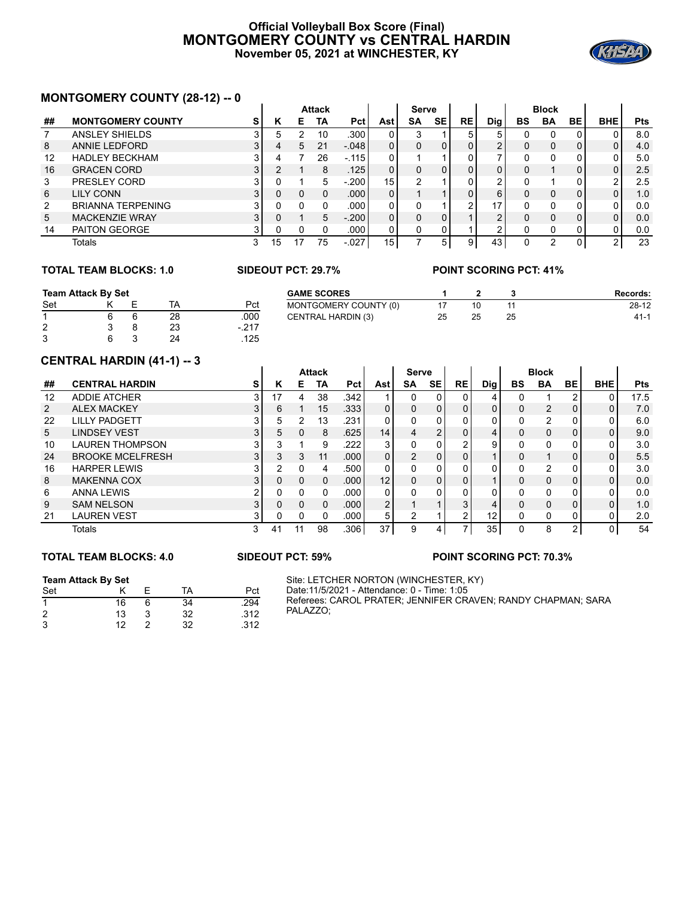# Official Volleyball Box Score (Final)
# MONTGOMERY COUNTY vs CENTRAL HARDIN
### November 05, 2021 at WINCHESTER, KY

## MONTGOMERY COUNTY (28-12) -- 0

| | | | Attack | | | | | Serve | | | | Block | | | | |
|---|---|---|---|---|---|---|---|---|---|---|---|---|---|---|---|---|
| ## | MONTGOMERY COUNTY | S | K | E | TA | Pct | Ast | SA | SE | RE | Dig | BS | BA | BE | BHE | Pts |
| 7 | ANSLEY SHIELDS | 3 | 5 | 2 | 10 | .300 | 0 | 3 | 1 | 5 | 5 | 0 | 0 | 0 | 0 | 8.0 |
| 8 | ANNIE LEDFORD | 3 | 4 | 5 | 21 | -.048 | 0 | 0 | 0 | 0 | 2 | 0 | 0 | 0 | 0 | 4.0 |
| 12 | HADLEY BECKHAM | 3 | 4 | 7 | 26 | -.115 | 0 | 1 | 1 | 0 | 7 | 0 | 0 | 0 | 0 | 5.0 |
| 16 | GRACEN CORD | 3 | 2 | 1 | 8 | .125 | 0 | 0 | 0 | 0 | 0 | 0 | 1 | 0 | 0 | 2.5 |
| 3 | PRESLEY CORD | 3 | 0 | 1 | 5 | -.200 | 15 | 2 | 1 | 0 | 2 | 0 | 1 | 0 | 2 | 2.5 |
| 6 | LILY CONN | 3 | 0 | 0 | 0 | .000 | 0 | 1 | 1 | 0 | 6 | 0 | 0 | 0 | 0 | 1.0 |
| 2 | BRIANNA TERPENING | 3 | 0 | 0 | 0 | .000 | 0 | 0 | 1 | 2 | 17 | 0 | 0 | 0 | 0 | 0.0 |
| 5 | MACKENZIE WRAY | 3 | 0 | 1 | 5 | -.200 | 0 | 0 | 0 | 1 | 2 | 0 | 0 | 0 | 0 | 0.0 |
| 14 | PAITON GEORGE | 3 | 0 | 0 | 0 | .000 | 0 | 0 | 0 | 1 | 2 | 0 | 0 | 0 | 0 | 0.0 |
| | Totals | 3 | 15 | 17 | 75 | -.027 | 15 | 7 | 5 | 9 | 43 | 0 | 2 | 0 | 2 | 23 |

**TOTAL TEAM BLOCKS: 1.0** **SIDEOUT PCT: 29.7%** **POINT SCORING PCT: 41%**

**Team Attack By Set**

| Set | K | E | TA | Pct |
|---|---|---|---|---|
| 1 | 6 | 6 | 28 | .000 |
| 2 | 3 | 8 | 23 | -.217 |
| 3 | 6 | 3 | 24 | .125 |

| GAME SCORES | 1 | 2 | 3 | Records: |
|---|---|---|---|---|
| MONTGOMERY COUNTY (0) | 17 | 10 | 11 | 28-12 |
| CENTRAL HARDIN (3) | 25 | 25 | 25 | 41-1 |

## CENTRAL HARDIN (41-1) -- 3

| | | | Attack | | | | | Serve | | | | Block | | | | |
|---|---|---|---|---|---|---|---|---|---|---|---|---|---|---|---|---|
| ## | CENTRAL HARDIN | S | K | E | TA | Pct | Ast | SA | SE | RE | Dig | BS | BA | BE | BHE | Pts |
| 12 | ADDIE ATCHER | 3 | 17 | 4 | 38 | .342 | 1 | 0 | 0 | 0 | 4 | 0 | 1 | 2 | 0 | 17.5 |
| 2 | ALEX MACKEY | 3 | 6 | 1 | 15 | .333 | 0 | 0 | 0 | 0 | 0 | 0 | 2 | 0 | 0 | 7.0 |
| 22 | LILLY PADGETT | 3 | 5 | 2 | 13 | .231 | 0 | 0 | 0 | 0 | 0 | 0 | 2 | 0 | 0 | 6.0 |
| 5 | LINDSEY VEST | 3 | 5 | 0 | 8 | .625 | 14 | 4 | 2 | 0 | 4 | 0 | 0 | 0 | 0 | 9.0 |
| 10 | LAUREN THOMPSON | 3 | 3 | 1 | 9 | .222 | 3 | 0 | 0 | 2 | 9 | 0 | 0 | 0 | 0 | 3.0 |
| 24 | BROOKE MCELFRESH | 3 | 3 | 3 | 11 | .000 | 0 | 2 | 0 | 0 | 1 | 0 | 1 | 0 | 0 | 5.5 |
| 16 | HARPER LEWIS | 3 | 2 | 0 | 4 | .500 | 0 | 0 | 0 | 0 | 0 | 0 | 2 | 0 | 0 | 3.0 |
| 8 | MAKENNA COX | 3 | 0 | 0 | 0 | .000 | 12 | 0 | 0 | 0 | 1 | 0 | 0 | 0 | 0 | 0.0 |
| 6 | ANNA LEWIS | 2 | 0 | 0 | 0 | .000 | 0 | 0 | 0 | 0 | 0 | 0 | 0 | 0 | 0 | 0.0 |
| 9 | SAM NELSON | 3 | 0 | 0 | 0 | .000 | 2 | 1 | 1 | 3 | 4 | 0 | 0 | 0 | 0 | 1.0 |
| 21 | LAUREN VEST | 3 | 0 | 0 | 0 | .000 | 5 | 2 | 1 | 2 | 12 | 0 | 0 | 0 | 0 | 2.0 |
| | Totals | 3 | 41 | 11 | 98 | .306 | 37 | 9 | 4 | 7 | 35 | 0 | 8 | 2 | 0 | 54 |

**TOTAL TEAM BLOCKS: 4.0** **SIDEOUT PCT: 59%** **POINT SCORING PCT: 70.3%**

**Team Attack By Set**

| Set | K | E | TA | Pct |
|---|---|---|---|---|
| 1 | 16 | 6 | 34 | .294 |
| 2 | 13 | 3 | 32 | .312 |
| 3 | 12 | 2 | 32 | .312 |

Site: LETCHER NORTON (WINCHESTER, KY)
Date:11/5/2021 - Attendance: 0 - Time: 1:05
Referees: CAROL PRATER; JENNIFER CRAVEN; RANDY CHAPMAN; SARA PALAZZO;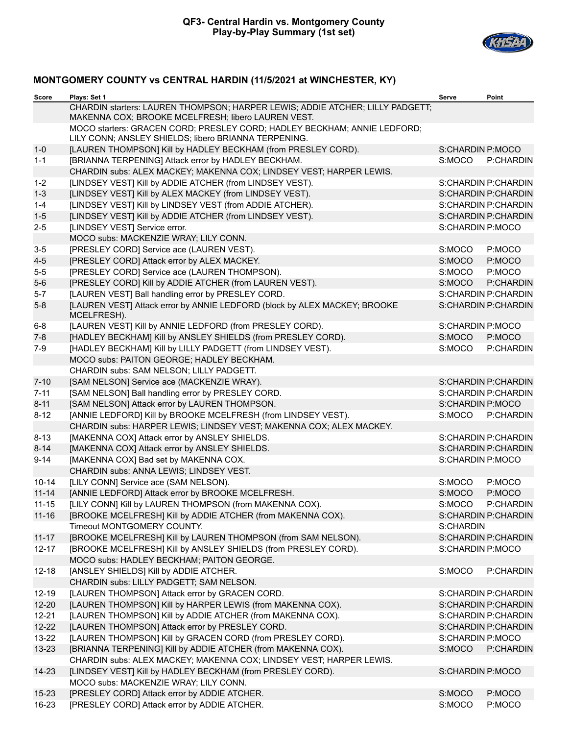**QF3- Central Hardin vs. Montgomery County**
**Play-by-Play Summary (1st set)**

## MONTGOMERY COUNTY vs CENTRAL HARDIN (11/5/2021 at WINCHESTER, KY)

| Score | Plays: Set 1 | Serve | Point |
|---|---|---|---|
| | CHARDIN starters: LAUREN THOMPSON; HARPER LEWIS; ADDIE ATCHER; LILLY PADGETT; MAKENNA COX; BROOKE MCELFRESH; libero LAUREN VEST. | | |
| | MOCO starters: GRACEN CORD; PRESLEY CORD; HADLEY BECKHAM; ANNIE LEDFORD; LILY CONN; ANSLEY SHIELDS; libero BRIANNA TERPENING. | | |
| 1-0 | [LAUREN THOMPSON] Kill by HADLEY BECKHAM (from PRESLEY CORD). | S:CHARDIN | P:MOCO |
| 1-1 | [BRIANNA TERPENING] Attack error by HADLEY BECKHAM. | S:MOCO | P:CHARDIN |
| | CHARDIN subs: ALEX MACKEY; MAKENNA COX; LINDSEY VEST; HARPER LEWIS. | | |
| 1-2 | [LINDSEY VEST] Kill by ADDIE ATCHER (from LINDSEY VEST). | S:CHARDIN | P:CHARDIN |
| 1-3 | [LINDSEY VEST] Kill by ALEX MACKEY (from LINDSEY VEST). | S:CHARDIN | P:CHARDIN |
| 1-4 | [LINDSEY VEST] Kill by LINDSEY VEST (from ADDIE ATCHER). | S:CHARDIN | P:CHARDIN |
| 1-5 | [LINDSEY VEST] Kill by ADDIE ATCHER (from LINDSEY VEST). | S:CHARDIN | P:CHARDIN |
| 2-5 | [LINDSEY VEST] Service error. | S:CHARDIN | P:MOCO |
| | MOCO subs: MACKENZIE WRAY; LILY CONN. | | |
| 3-5 | [PRESLEY CORD] Service ace (LAUREN VEST). | S:MOCO | P:MOCO |
| 4-5 | [PRESLEY CORD] Attack error by ALEX MACKEY. | S:MOCO | P:MOCO |
| 5-5 | [PRESLEY CORD] Service ace (LAUREN THOMPSON). | S:MOCO | P:MOCO |
| 5-6 | [PRESLEY CORD] Kill by ADDIE ATCHER (from LAUREN VEST). | S:MOCO | P:CHARDIN |
| 5-7 | [LAUREN VEST] Ball handling error by PRESLEY CORD. | S:CHARDIN | P:CHARDIN |
| 5-8 | [LAUREN VEST] Attack error by ANNIE LEDFORD (block by ALEX MACKEY; BROOKE MCELFRESH). | S:CHARDIN | P:CHARDIN |
| 6-8 | [LAUREN VEST] Kill by ANNIE LEDFORD (from PRESLEY CORD). | S:CHARDIN | P:MOCO |
| 7-8 | [HADLEY BECKHAM] Kill by ANSLEY SHIELDS (from PRESLEY CORD). | S:MOCO | P:MOCO |
| 7-9 | [HADLEY BECKHAM] Kill by LILLY PADGETT (from LINDSEY VEST). | S:MOCO | P:CHARDIN |
| | MOCO subs: PAITON GEORGE; HADLEY BECKHAM. | | |
| | CHARDIN subs: SAM NELSON; LILLY PADGETT. | | |
| 7-10 | [SAM NELSON] Service ace (MACKENZIE WRAY). | S:CHARDIN | P:CHARDIN |
| 7-11 | [SAM NELSON] Ball handling error by PRESLEY CORD. | S:CHARDIN | P:CHARDIN |
| 8-11 | [SAM NELSON] Attack error by LAUREN THOMPSON. | S:CHARDIN | P:MOCO |
| 8-12 | [ANNIE LEDFORD] Kill by BROOKE MCELFRESH (from LINDSEY VEST). | S:MOCO | P:CHARDIN |
| | CHARDIN subs: HARPER LEWIS; LINDSEY VEST; MAKENNA COX; ALEX MACKEY. | | |
| 8-13 | [MAKENNA COX] Attack error by ANSLEY SHIELDS. | S:CHARDIN | P:CHARDIN |
| 8-14 | [MAKENNA COX] Attack error by ANSLEY SHIELDS. | S:CHARDIN | P:CHARDIN |
| 9-14 | [MAKENNA COX] Bad set by MAKENNA COX. | S:CHARDIN | P:MOCO |
| | CHARDIN subs: ANNA LEWIS; LINDSEY VEST. | | |
| 10-14 | [LILY CONN] Service ace (SAM NELSON). | S:MOCO | P:MOCO |
| 11-14 | [ANNIE LEDFORD] Attack error by BROOKE MCELFRESH. | S:MOCO | P:MOCO |
| 11-15 | [LILY CONN] Kill by LAUREN THOMPSON (from MAKENNA COX). | S:MOCO | P:CHARDIN |
| 11-16 | [BROOKE MCELFRESH] Kill by ADDIE ATCHER (from MAKENNA COX). | S:CHARDIN | P:CHARDIN |
| | Timeout MONTGOMERY COUNTY. | S:CHARDIN | |
| 11-17 | [BROOKE MCELFRESH] Kill by LAUREN THOMPSON (from SAM NELSON). | S:CHARDIN | P:CHARDIN |
| 12-17 | [BROOKE MCELFRESH] Kill by ANSLEY SHIELDS (from PRESLEY CORD). | S:CHARDIN | P:MOCO |
| | MOCO subs: HADLEY BECKHAM; PAITON GEORGE. | | |
| 12-18 | [ANSLEY SHIELDS] Kill by ADDIE ATCHER. | S:MOCO | P:CHARDIN |
| | CHARDIN subs: LILLY PADGETT; SAM NELSON. | | |
| 12-19 | [LAUREN THOMPSON] Attack error by GRACEN CORD. | S:CHARDIN | P:CHARDIN |
| 12-20 | [LAUREN THOMPSON] Kill by HARPER LEWIS (from MAKENNA COX). | S:CHARDIN | P:CHARDIN |
| 12-21 | [LAUREN THOMPSON] Kill by ADDIE ATCHER (from MAKENNA COX). | S:CHARDIN | P:CHARDIN |
| 12-22 | [LAUREN THOMPSON] Attack error by PRESLEY CORD. | S:CHARDIN | P:CHARDIN |
| 13-22 | [LAUREN THOMPSON] Kill by GRACEN CORD (from PRESLEY CORD). | S:CHARDIN | P:MOCO |
| 13-23 | [BRIANNA TERPENING] Kill by ADDIE ATCHER (from MAKENNA COX). | S:MOCO | P:CHARDIN |
| | CHARDIN subs: ALEX MACKEY; MAKENNA COX; LINDSEY VEST; HARPER LEWIS. | | |
| 14-23 | [LINDSEY VEST] Kill by HADLEY BECKHAM (from PRESLEY CORD). | S:CHARDIN | P:MOCO |
| | MOCO subs: MACKENZIE WRAY; LILY CONN. | | |
| 15-23 | [PRESLEY CORD] Attack error by ADDIE ATCHER. | S:MOCO | P:MOCO |
| 16-23 | [PRESLEY CORD] Attack error by ADDIE ATCHER. | S:MOCO | P:MOCO |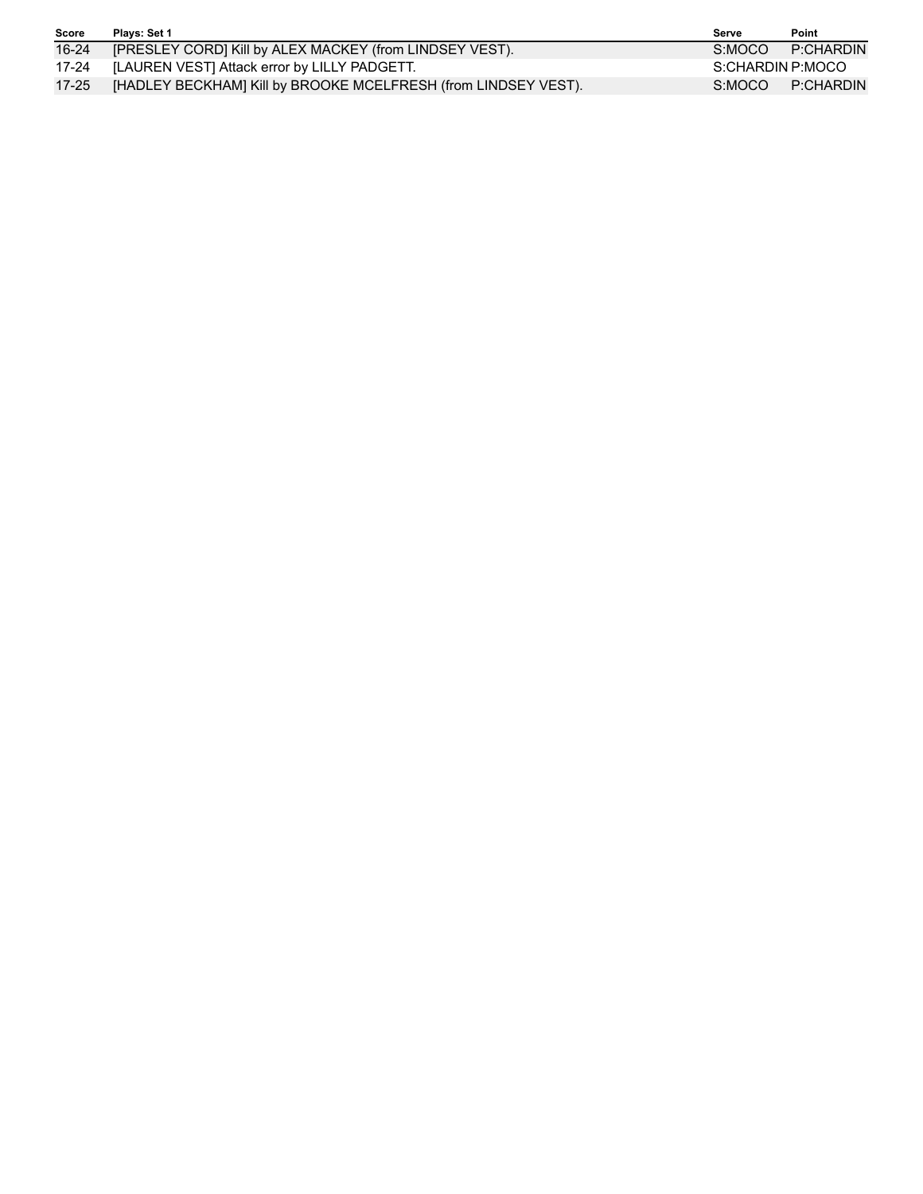| Score | Plays: Set 1 | Serve | Point |
|---|---|---|---|
| 16-24 | [PRESLEY CORD] Kill by ALEX MACKEY (from LINDSEY VEST). | S:MOCO | P:CHARDIN |
| 17-24 | [LAUREN VEST] Attack error by LILLY PADGETT. | S:CHARDIN | P:MOCO |
| 17-25 | [HADLEY BECKHAM] Kill by BROOKE MCELFRESH (from LINDSEY VEST). | S:MOCO | P:CHARDIN |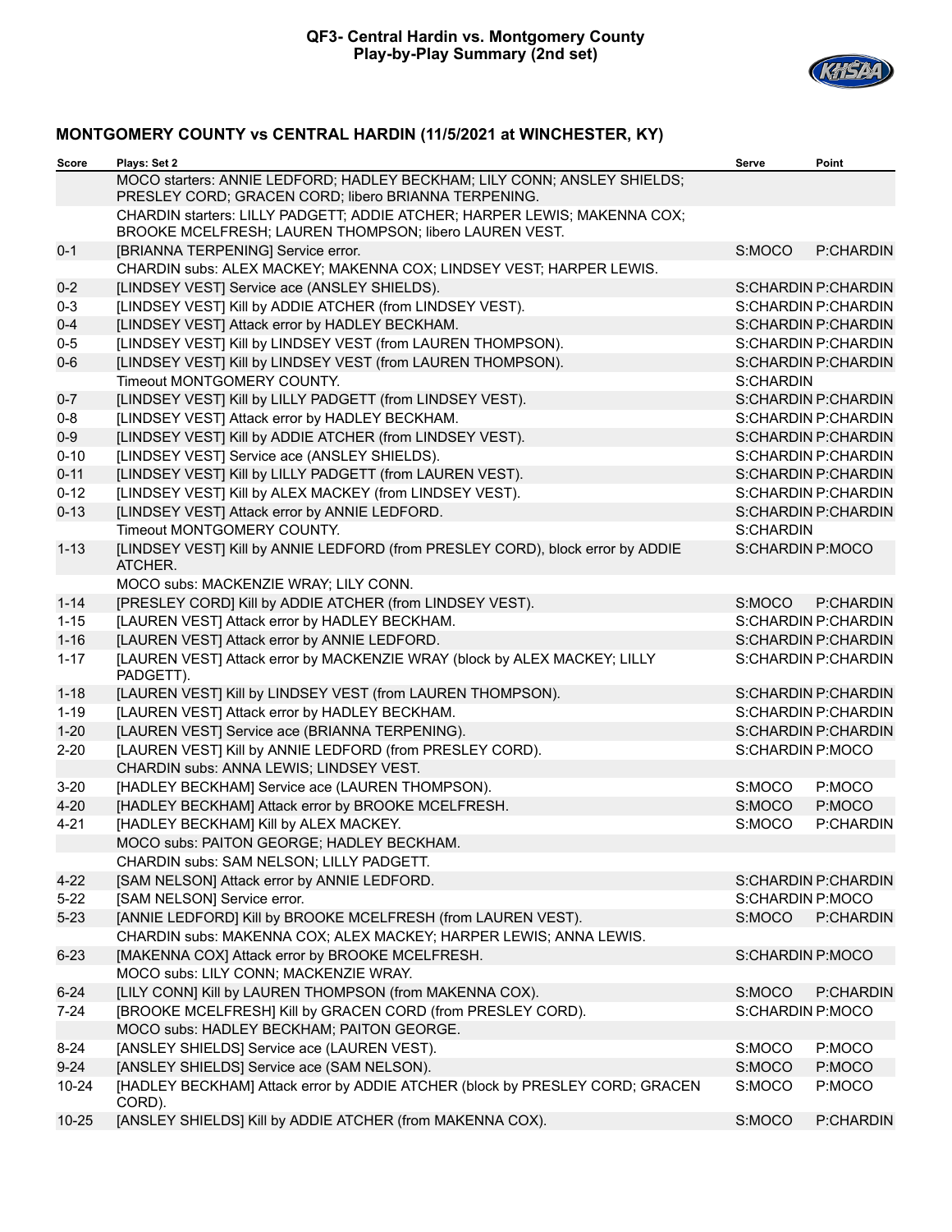**QF3- Central Hardin vs. Montgomery County**
**Play-by-Play Summary (2nd set)**

## MONTGOMERY COUNTY vs CENTRAL HARDIN (11/5/2021 at WINCHESTER, KY)

| Score | Plays: Set 2 | Serve | Point |
|---|---|---|---|
| | MOCO starters: ANNIE LEDFORD; HADLEY BECKHAM; LILY CONN; ANSLEY SHIELDS; PRESLEY CORD; GRACEN CORD; libero BRIANNA TERPENING. | | |
| | CHARDIN starters: LILLY PADGETT; ADDIE ATCHER; HARPER LEWIS; MAKENNA COX; BROOKE MCELFRESH; LAUREN THOMPSON; libero LAUREN VEST. | | |
| 0-1 | [BRIANNA TERPENING] Service error. | S:MOCO | P:CHARDIN |
| | CHARDIN subs: ALEX MACKEY; MAKENNA COX; LINDSEY VEST; HARPER LEWIS. | | |
| 0-2 | [LINDSEY VEST] Service ace (ANSLEY SHIELDS). | S:CHARDIN | P:CHARDIN |
| 0-3 | [LINDSEY VEST] Kill by ADDIE ATCHER (from LINDSEY VEST). | S:CHARDIN | P:CHARDIN |
| 0-4 | [LINDSEY VEST] Attack error by HADLEY BECKHAM. | S:CHARDIN | P:CHARDIN |
| 0-5 | [LINDSEY VEST] Kill by LINDSEY VEST (from LAUREN THOMPSON). | S:CHARDIN | P:CHARDIN |
| 0-6 | [LINDSEY VEST] Kill by LINDSEY VEST (from LAUREN THOMPSON). | S:CHARDIN | P:CHARDIN |
| | Timeout MONTGOMERY COUNTY. | S:CHARDIN | |
| 0-7 | [LINDSEY VEST] Kill by LILLY PADGETT (from LINDSEY VEST). | S:CHARDIN | P:CHARDIN |
| 0-8 | [LINDSEY VEST] Attack error by HADLEY BECKHAM. | S:CHARDIN | P:CHARDIN |
| 0-9 | [LINDSEY VEST] Kill by ADDIE ATCHER (from LINDSEY VEST). | S:CHARDIN | P:CHARDIN |
| 0-10 | [LINDSEY VEST] Service ace (ANSLEY SHIELDS). | S:CHARDIN | P:CHARDIN |
| 0-11 | [LINDSEY VEST] Kill by LILLY PADGETT (from LAUREN VEST). | S:CHARDIN | P:CHARDIN |
| 0-12 | [LINDSEY VEST] Kill by ALEX MACKEY (from LINDSEY VEST). | S:CHARDIN | P:CHARDIN |
| 0-13 | [LINDSEY VEST] Attack error by ANNIE LEDFORD. | S:CHARDIN | P:CHARDIN |
| | Timeout MONTGOMERY COUNTY. | S:CHARDIN | |
| 1-13 | [LINDSEY VEST] Kill by ANNIE LEDFORD (from PRESLEY CORD), block error by ADDIE ATCHER. | S:CHARDIN | P:MOCO |
| | MOCO subs: MACKENZIE WRAY; LILY CONN. | | |
| 1-14 | [PRESLEY CORD] Kill by ADDIE ATCHER (from LINDSEY VEST). | S:MOCO | P:CHARDIN |
| 1-15 | [LAUREN VEST] Attack error by HADLEY BECKHAM. | S:CHARDIN | P:CHARDIN |
| 1-16 | [LAUREN VEST] Attack error by ANNIE LEDFORD. | S:CHARDIN | P:CHARDIN |
| 1-17 | [LAUREN VEST] Attack error by MACKENZIE WRAY (block by ALEX MACKEY; LILLY PADGETT). | S:CHARDIN | P:CHARDIN |
| 1-18 | [LAUREN VEST] Kill by LINDSEY VEST (from LAUREN THOMPSON). | S:CHARDIN | P:CHARDIN |
| 1-19 | [LAUREN VEST] Attack error by HADLEY BECKHAM. | S:CHARDIN | P:CHARDIN |
| 1-20 | [LAUREN VEST] Service ace (BRIANNA TERPENING). | S:CHARDIN | P:CHARDIN |
| 2-20 | [LAUREN VEST] Kill by ANNIE LEDFORD (from PRESLEY CORD). | S:CHARDIN | P:MOCO |
| | CHARDIN subs: ANNA LEWIS; LINDSEY VEST. | | |
| 3-20 | [HADLEY BECKHAM] Service ace (LAUREN THOMPSON). | S:MOCO | P:MOCO |
| 4-20 | [HADLEY BECKHAM] Attack error by BROOKE MCELFRESH. | S:MOCO | P:MOCO |
| 4-21 | [HADLEY BECKHAM] Kill by ALEX MACKEY. | S:MOCO | P:CHARDIN |
| | MOCO subs: PAITON GEORGE; HADLEY BECKHAM. | | |
| | CHARDIN subs: SAM NELSON; LILLY PADGETT. | | |
| 4-22 | [SAM NELSON] Attack error by ANNIE LEDFORD. | S:CHARDIN | P:CHARDIN |
| 5-22 | [SAM NELSON] Service error. | S:CHARDIN | P:MOCO |
| 5-23 | [ANNIE LEDFORD] Kill by BROOKE MCELFRESH (from LAUREN VEST). | S:MOCO | P:CHARDIN |
| | CHARDIN subs: MAKENNA COX; ALEX MACKEY; HARPER LEWIS; ANNA LEWIS. | | |
| 6-23 | [MAKENNA COX] Attack error by BROOKE MCELFRESH. | S:CHARDIN | P:MOCO |
| | MOCO subs: LILY CONN; MACKENZIE WRAY. | | |
| 6-24 | [LILY CONN] Kill by LAUREN THOMPSON (from MAKENNA COX). | S:MOCO | P:CHARDIN |
| 7-24 | [BROOKE MCELFRESH] Kill by GRACEN CORD (from PRESLEY CORD). | S:CHARDIN | P:MOCO |
| | MOCO subs: HADLEY BECKHAM; PAITON GEORGE. | | |
| 8-24 | [ANSLEY SHIELDS] Service ace (LAUREN VEST). | S:MOCO | P:MOCO |
| 9-24 | [ANSLEY SHIELDS] Service ace (SAM NELSON). | S:MOCO | P:MOCO |
| 10-24 | [HADLEY BECKHAM] Attack error by ADDIE ATCHER (block by PRESLEY CORD; GRACEN CORD). | S:MOCO | P:MOCO |
| 10-25 | [ANSLEY SHIELDS] Kill by ADDIE ATCHER (from MAKENNA COX). | S:MOCO | P:CHARDIN |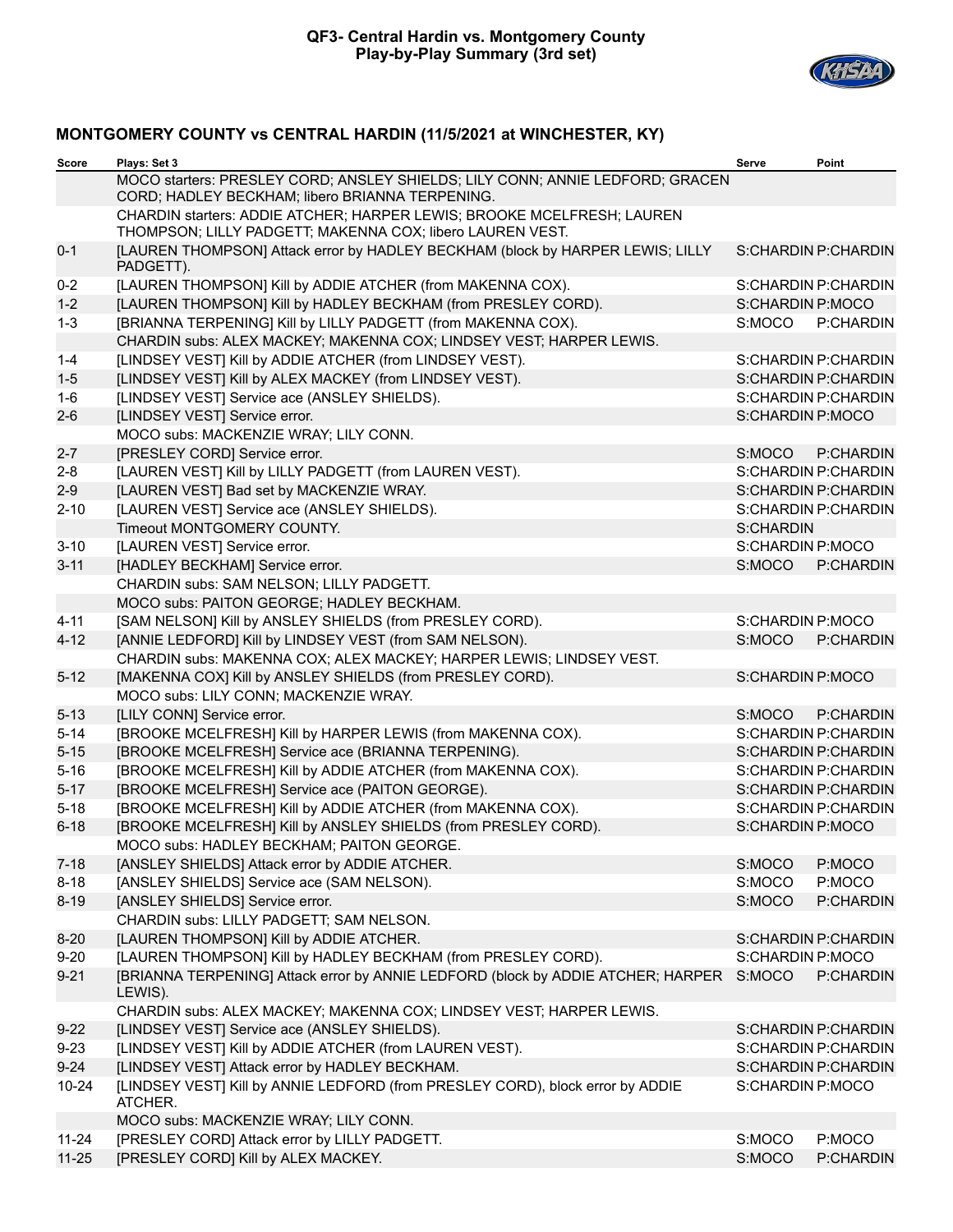# QF3- Central Hardin vs. Montgomery County
## Play-by-Play Summary (3rd set)

## MONTGOMERY COUNTY vs CENTRAL HARDIN (11/5/2021 at WINCHESTER, KY)

| Score | Plays: Set 3 | Serve | Point |
|---|---|---|---|
| | MOCO starters: PRESLEY CORD; ANSLEY SHIELDS; LILY CONN; ANNIE LEDFORD; GRACEN CORD; HADLEY BECKHAM; libero BRIANNA TERPENING. | | |
| | CHARDIN starters: ADDIE ATCHER; HARPER LEWIS; BROOKE MCELFRESH; LAUREN THOMPSON; LILLY PADGETT; MAKENNA COX; libero LAUREN VEST. | | |
| 0-1 | [LAUREN THOMPSON] Attack error by HADLEY BECKHAM (block by HARPER LEWIS; LILLY PADGETT). | S:CHARDIN | P:CHARDIN |
| 0-2 | [LAUREN THOMPSON] Kill by ADDIE ATCHER (from MAKENNA COX). | S:CHARDIN | P:CHARDIN |
| 1-2 | [LAUREN THOMPSON] Kill by HADLEY BECKHAM (from PRESLEY CORD). | S:CHARDIN | P:MOCO |
| 1-3 | [BRIANNA TERPENING] Kill by LILLY PADGETT (from MAKENNA COX). | S:MOCO | P:CHARDIN |
| | CHARDIN subs: ALEX MACKEY; MAKENNA COX; LINDSEY VEST; HARPER LEWIS. | | |
| 1-4 | [LINDSEY VEST] Kill by ADDIE ATCHER (from LINDSEY VEST). | S:CHARDIN | P:CHARDIN |
| 1-5 | [LINDSEY VEST] Kill by ALEX MACKEY (from LINDSEY VEST). | S:CHARDIN | P:CHARDIN |
| 1-6 | [LINDSEY VEST] Service ace (ANSLEY SHIELDS). | S:CHARDIN | P:CHARDIN |
| 2-6 | [LINDSEY VEST] Service error. | S:CHARDIN | P:MOCO |
| | MOCO subs: MACKENZIE WRAY; LILY CONN. | | |
| 2-7 | [PRESLEY CORD] Service error. | S:MOCO | P:CHARDIN |
| 2-8 | [LAUREN VEST] Kill by LILLY PADGETT (from LAUREN VEST). | S:CHARDIN | P:CHARDIN |
| 2-9 | [LAUREN VEST] Bad set by MACKENZIE WRAY. | S:CHARDIN | P:CHARDIN |
| 2-10 | [LAUREN VEST] Service ace (ANSLEY SHIELDS). | S:CHARDIN | P:CHARDIN |
| | Timeout MONTGOMERY COUNTY. | S:CHARDIN | |
| 3-10 | [LAUREN VEST] Service error. | S:CHARDIN | P:MOCO |
| 3-11 | [HADLEY BECKHAM] Service error. | S:MOCO | P:CHARDIN |
| | CHARDIN subs: SAM NELSON; LILLY PADGETT. | | |
| | MOCO subs: PAITON GEORGE; HADLEY BECKHAM. | | |
| 4-11 | [SAM NELSON] Kill by ANSLEY SHIELDS (from PRESLEY CORD). | S:CHARDIN | P:MOCO |
| 4-12 | [ANNIE LEDFORD] Kill by LINDSEY VEST (from SAM NELSON). | S:MOCO | P:CHARDIN |
| | CHARDIN subs: MAKENNA COX; ALEX MACKEY; HARPER LEWIS; LINDSEY VEST. | | |
| 5-12 | [MAKENNA COX] Kill by ANSLEY SHIELDS (from PRESLEY CORD). | S:CHARDIN | P:MOCO |
| | MOCO subs: LILY CONN; MACKENZIE WRAY. | | |
| 5-13 | [LILY CONN] Service error. | S:MOCO | P:CHARDIN |
| 5-14 | [BROOKE MCELFRESH] Kill by HARPER LEWIS (from MAKENNA COX). | S:CHARDIN | P:CHARDIN |
| 5-15 | [BROOKE MCELFRESH] Service ace (BRIANNA TERPENING). | S:CHARDIN | P:CHARDIN |
| 5-16 | [BROOKE MCELFRESH] Kill by ADDIE ATCHER (from MAKENNA COX). | S:CHARDIN | P:CHARDIN |
| 5-17 | [BROOKE MCELFRESH] Service ace (PAITON GEORGE). | S:CHARDIN | P:CHARDIN |
| 5-18 | [BROOKE MCELFRESH] Kill by ADDIE ATCHER (from MAKENNA COX). | S:CHARDIN | P:CHARDIN |
| 6-18 | [BROOKE MCELFRESH] Kill by ANSLEY SHIELDS (from PRESLEY CORD). | S:CHARDIN | P:MOCO |
| | MOCO subs: HADLEY BECKHAM; PAITON GEORGE. | | |
| 7-18 | [ANSLEY SHIELDS] Attack error by ADDIE ATCHER. | S:MOCO | P:MOCO |
| 8-18 | [ANSLEY SHIELDS] Service ace (SAM NELSON). | S:MOCO | P:MOCO |
| 8-19 | [ANSLEY SHIELDS] Service error. | S:MOCO | P:CHARDIN |
| | CHARDIN subs: LILLY PADGETT; SAM NELSON. | | |
| 8-20 | [LAUREN THOMPSON] Kill by ADDIE ATCHER. | S:CHARDIN | P:CHARDIN |
| 9-20 | [LAUREN THOMPSON] Kill by HADLEY BECKHAM (from PRESLEY CORD). | S:CHARDIN | P:MOCO |
| 9-21 | [BRIANNA TERPENING] Attack error by ANNIE LEDFORD (block by ADDIE ATCHER; HARPER LEWIS). | S:MOCO | P:CHARDIN |
| | CHARDIN subs: ALEX MACKEY; MAKENNA COX; LINDSEY VEST; HARPER LEWIS. | | |
| 9-22 | [LINDSEY VEST] Service ace (ANSLEY SHIELDS). | S:CHARDIN | P:CHARDIN |
| 9-23 | [LINDSEY VEST] Kill by ADDIE ATCHER (from LAUREN VEST). | S:CHARDIN | P:CHARDIN |
| 9-24 | [LINDSEY VEST] Attack error by HADLEY BECKHAM. | S:CHARDIN | P:CHARDIN |
| 10-24 | [LINDSEY VEST] Kill by ANNIE LEDFORD (from PRESLEY CORD), block error by ADDIE ATCHER. | S:CHARDIN | P:MOCO |
| | MOCO subs: MACKENZIE WRAY; LILY CONN. | | |
| 11-24 | [PRESLEY CORD] Attack error by LILLY PADGETT. | S:MOCO | P:MOCO |
| 11-25 | [PRESLEY CORD] Kill by ALEX MACKEY. | S:MOCO | P:CHARDIN |